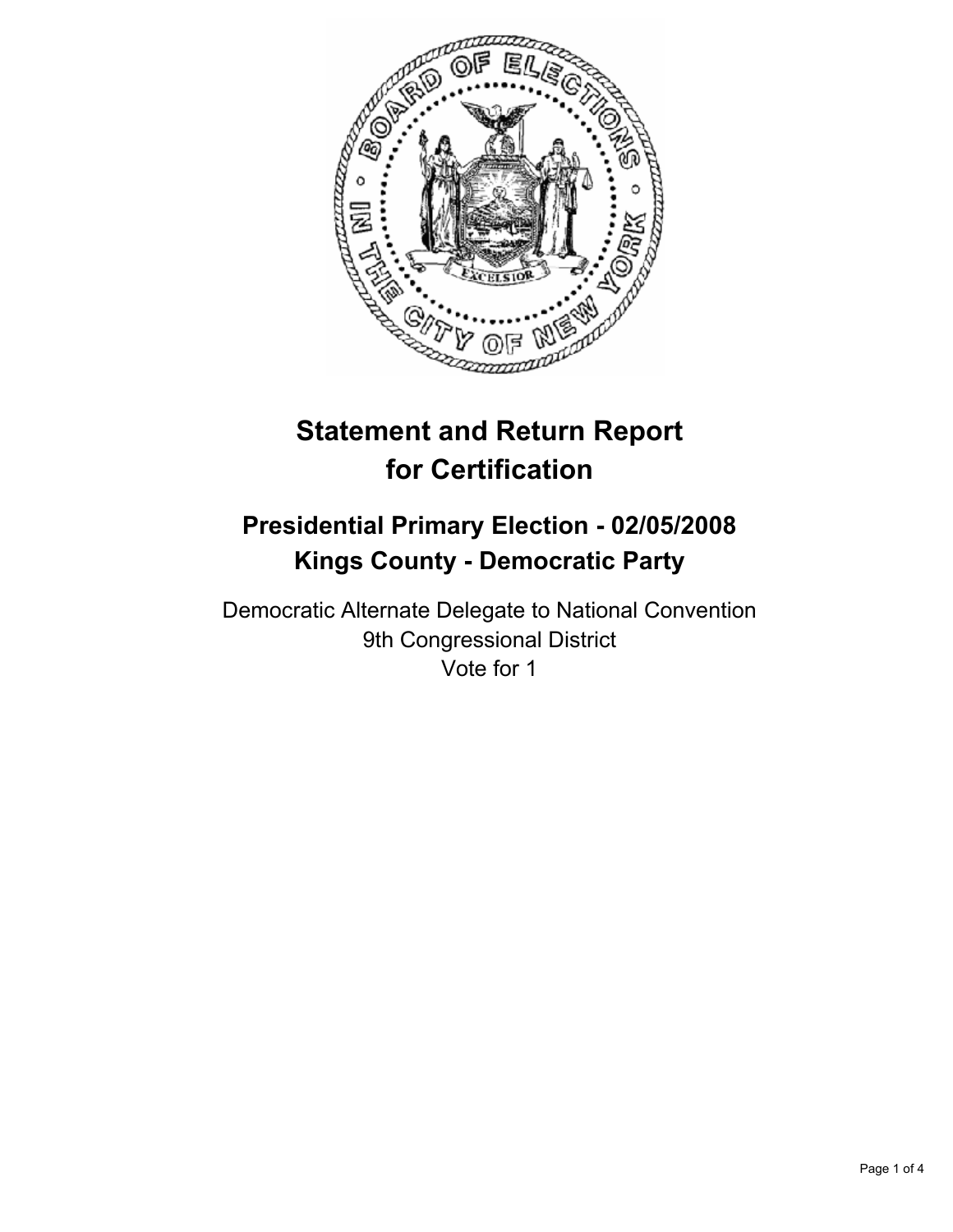# Statement and Return Report for Certification

## Presidential Primary Election - 02/05/2008
## Kings County - Democratic Party

Democratic Alternate Delegate to National Convention
9th Congressional District
Vote for 1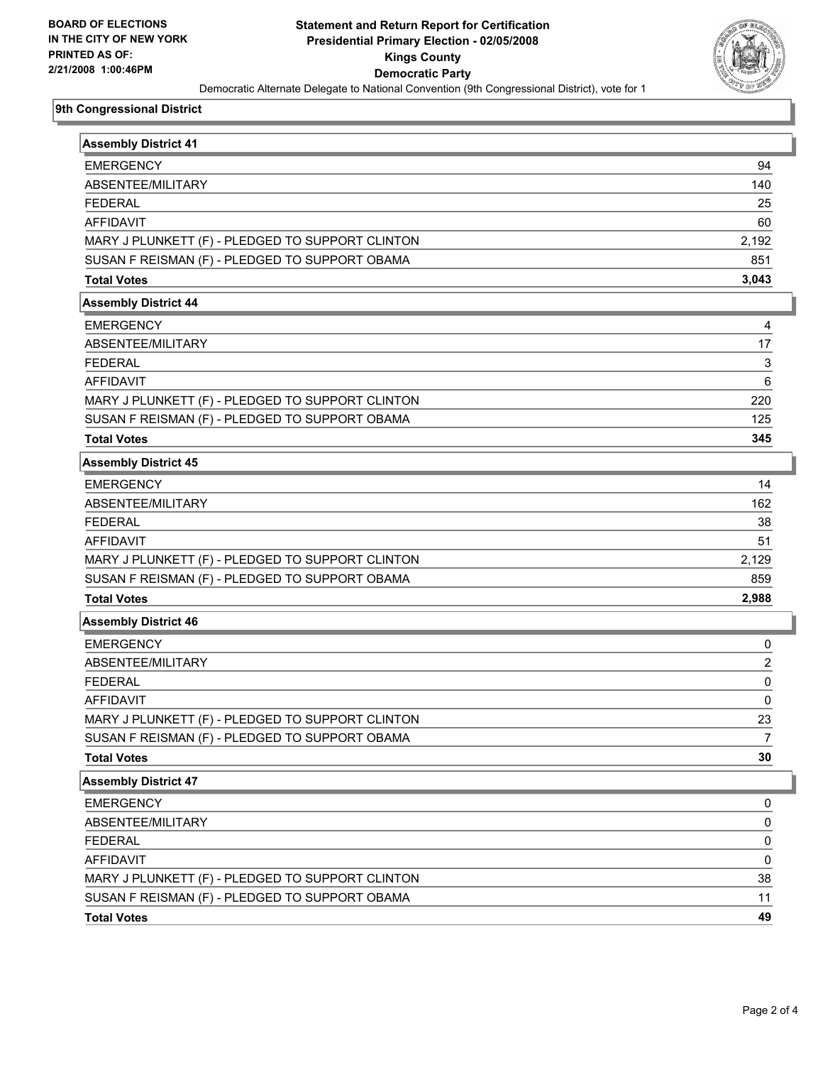**BOARD OF ELECTIONS IN THE CITY OF NEW YORK PRINTED AS OF: 2/21/2008 1:00:46PM**

# Statement and Return Report for Certification
## Presidential Primary Election - 02/05/2008
## Kings County
## Democratic Party

Democratic Alternate Delegate to National Convention (9th Congressional District), vote for 1

### 9th Congressional District

| Assembly District 41 | |
|---|---|
| EMERGENCY | 94 |
| ABSENTEE/MILITARY | 140 |
| FEDERAL | 25 |
| AFFIDAVIT | 60 |
| MARY J PLUNKETT (F) - PLEDGED TO SUPPORT CLINTON | 2,192 |
| SUSAN F REISMAN (F) - PLEDGED TO SUPPORT OBAMA | 851 |
| **Total Votes** | **3,043** |

| Assembly District 44 | |
|---|---|
| EMERGENCY | 4 |
| ABSENTEE/MILITARY | 17 |
| FEDERAL | 3 |
| AFFIDAVIT | 6 |
| MARY J PLUNKETT (F) - PLEDGED TO SUPPORT CLINTON | 220 |
| SUSAN F REISMAN (F) - PLEDGED TO SUPPORT OBAMA | 125 |
| **Total Votes** | **345** |

| Assembly District 45 | |
|---|---|
| EMERGENCY | 14 |
| ABSENTEE/MILITARY | 162 |
| FEDERAL | 38 |
| AFFIDAVIT | 51 |
| MARY J PLUNKETT (F) - PLEDGED TO SUPPORT CLINTON | 2,129 |
| SUSAN F REISMAN (F) - PLEDGED TO SUPPORT OBAMA | 859 |
| **Total Votes** | **2,988** |

| Assembly District 46 | |
|---|---|
| EMERGENCY | 0 |
| ABSENTEE/MILITARY | 2 |
| FEDERAL | 0 |
| AFFIDAVIT | 0 |
| MARY J PLUNKETT (F) - PLEDGED TO SUPPORT CLINTON | 23 |
| SUSAN F REISMAN (F) - PLEDGED TO SUPPORT OBAMA | 7 |
| **Total Votes** | **30** |

| Assembly District 47 | |
|---|---|
| EMERGENCY | 0 |
| ABSENTEE/MILITARY | 0 |
| FEDERAL | 0 |
| AFFIDAVIT | 0 |
| MARY J PLUNKETT (F) - PLEDGED TO SUPPORT CLINTON | 38 |
| SUSAN F REISMAN (F) - PLEDGED TO SUPPORT OBAMA | 11 |
| **Total Votes** | **49** |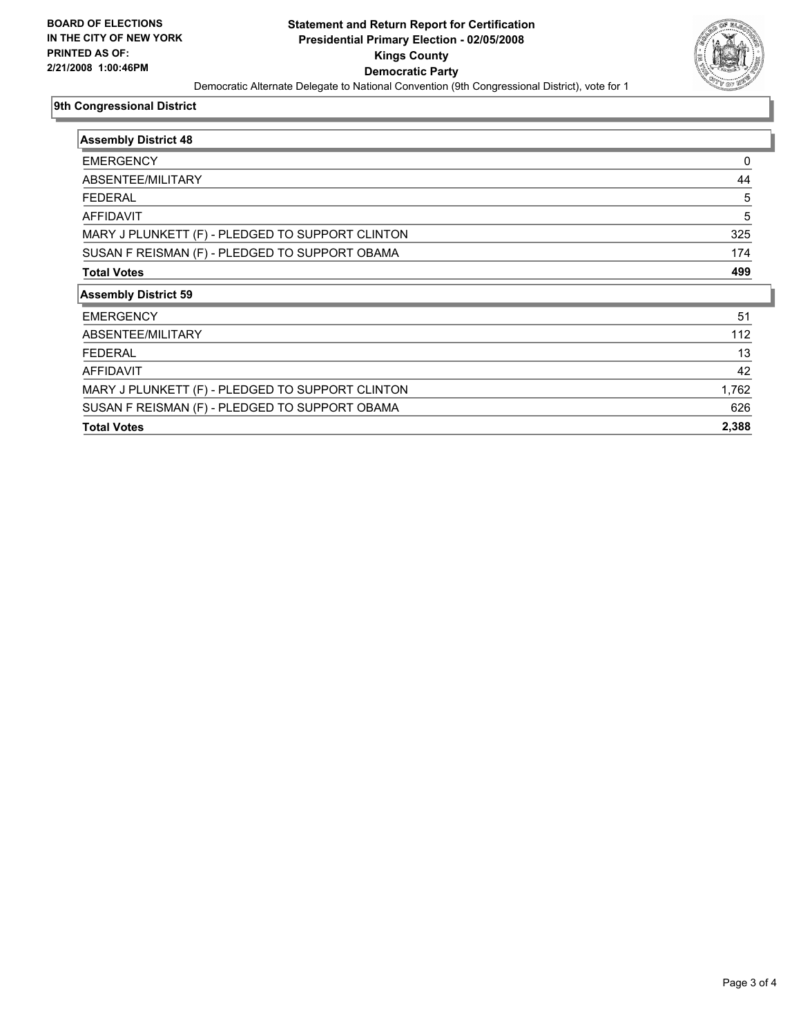BOARD OF ELECTIONS
IN THE CITY OF NEW YORK
PRINTED AS OF:
2/21/2008 1:00:46PM

# Statement and Return Report for Certification
## Presidential Primary Election - 02/05/2008
## Kings County
## Democratic Party

Democratic Alternate Delegate to National Convention (9th Congressional District), vote for 1

### 9th Congressional District

| Assembly District 48 | |
|---|---|
| EMERGENCY | 0 |
| ABSENTEE/MILITARY | 44 |
| FEDERAL | 5 |
| AFFIDAVIT | 5 |
| MARY J PLUNKETT (F) - PLEDGED TO SUPPORT CLINTON | 325 |
| SUSAN F REISMAN (F) - PLEDGED TO SUPPORT OBAMA | 174 |
| **Total Votes** | **499** |

| Assembly District 59 | |
|---|---|
| EMERGENCY | 51 |
| ABSENTEE/MILITARY | 112 |
| FEDERAL | 13 |
| AFFIDAVIT | 42 |
| MARY J PLUNKETT (F) - PLEDGED TO SUPPORT CLINTON | 1,762 |
| SUSAN F REISMAN (F) - PLEDGED TO SUPPORT OBAMA | 626 |
| **Total Votes** | **2,388** |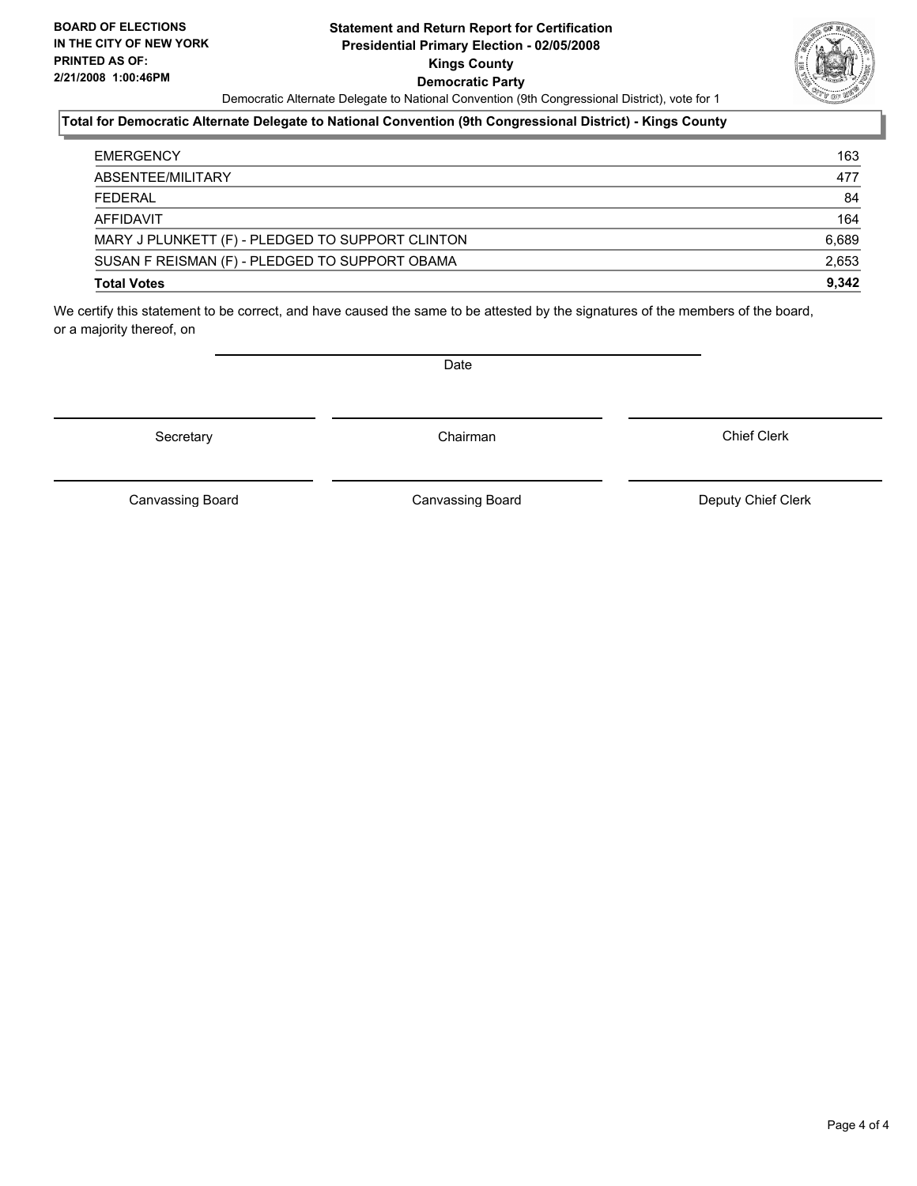**BOARD OF ELECTIONS IN THE CITY OF NEW YORK PRINTED AS OF: 2/21/2008 1:00:46PM**

# Statement and Return Report for Certification Presidential Primary Election - 02/05/2008 Kings County Democratic Party

Democratic Alternate Delegate to National Convention (9th Congressional District), vote for 1

## Total for Democratic Alternate Delegate to National Convention (9th Congressional District) - Kings County

| | |
|---|---|
| EMERGENCY | 163 |
| ABSENTEE/MILITARY | 477 |
| FEDERAL | 84 |
| AFFIDAVIT | 164 |
| MARY J PLUNKETT (F) - PLEDGED TO SUPPORT CLINTON | 6,689 |
| SUSAN F REISMAN (F) - PLEDGED TO SUPPORT OBAMA | 2,653 |
| **Total Votes** | **9,342** |

We certify this statement to be correct, and have caused the same to be attested by the signatures of the members of the board, or a majority thereof, on

Date

Secretary

Chairman

Chief Clerk

Canvassing Board

Canvassing Board

Deputy Chief Clerk